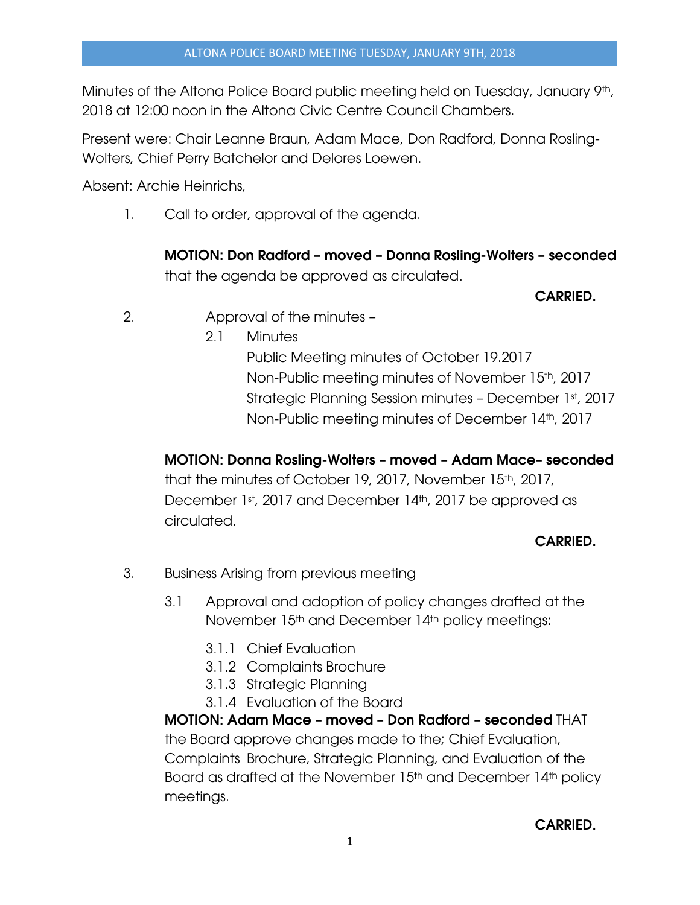Minutes of the Altona Police Board public meeting held on Tuesday, January 9th, 2018 at 12:00 noon in the Altona Civic Centre Council Chambers.

Present were: Chair Leanne Braun, Adam Mace, Don Radford, Donna Rosling-Wolters, Chief Perry Batchelor and Delores Loewen.

Absent: Archie Heinrichs,

1. Call to order, approval of the agenda.

   **MOTION: Don Radford – moved – Donna Rosling-Wolters – seconded** that the agenda be approved as circulated.

   **CARRIED.**

2. Approval of the minutes –

   2.1 Minutes

   Public Meeting minutes of October 19.2017
   Non-Public meeting minutes of November 15th, 2017
   Strategic Planning Session minutes – December 1st, 2017
   Non-Public meeting minutes of December 14th, 2017

   **MOTION: Donna Rosling-Wolters – moved – Adam Mace– seconded** that the minutes of October 19, 2017, November 15th, 2017, December 1st, 2017 and December 14th, 2017 be approved as circulated.

   **CARRIED.**

3. Business Arising from previous meeting

   3.1 Approval and adoption of policy changes drafted at the November 15th and December 14th policy meetings:

   3.1.1 Chief Evaluation
   3.1.2 Complaints Brochure
   3.1.3 Strategic Planning
   3.1.4 Evaluation of the Board

   **MOTION: Adam Mace – moved – Don Radford – seconded** THAT the Board approve changes made to the; Chief Evaluation, Complaints Brochure, Strategic Planning, and Evaluation of the Board as drafted at the November 15th and December 14th policy meetings.

   **CARRIED.**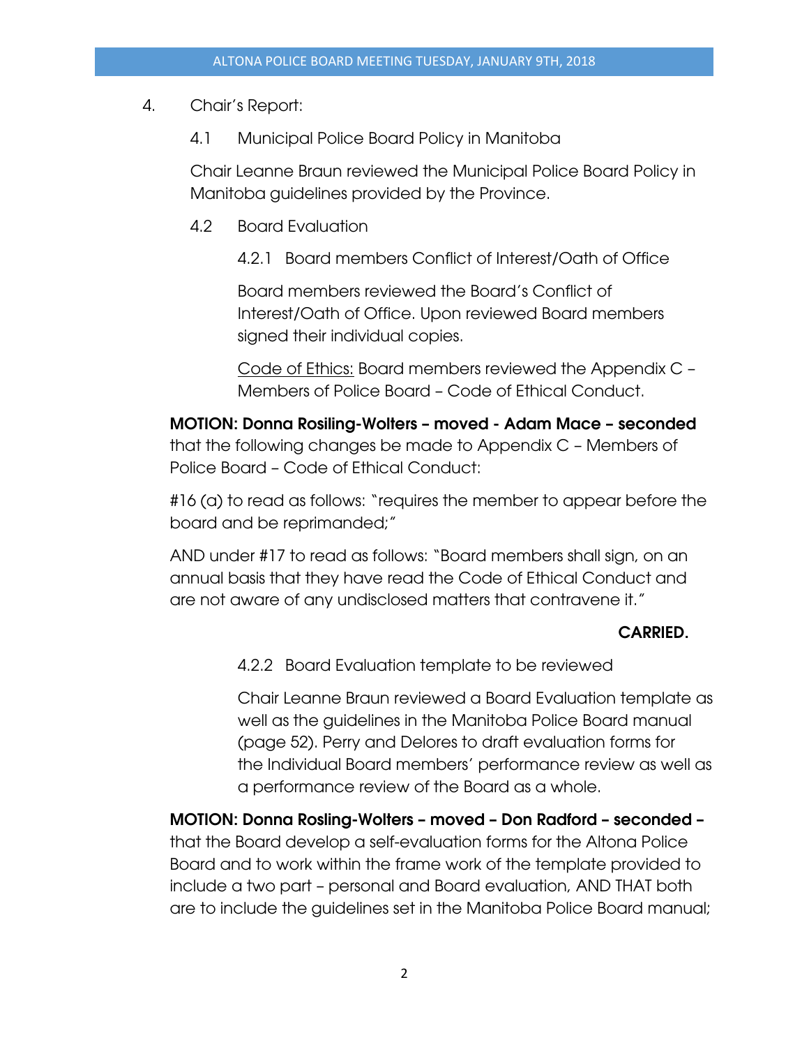4. Chair's Report:

   4.1 Municipal Police Board Policy in Manitoba

   Chair Leanne Braun reviewed the Municipal Police Board Policy in Manitoba guidelines provided by the Province.

   4.2 Board Evaluation

   4.2.1 Board members Conflict of Interest/Oath of Office

   Board members reviewed the Board's Conflict of Interest/Oath of Office. Upon reviewed Board members signed their individual copies.

   Code of Ethics: Board members reviewed the Appendix C – Members of Police Board – Code of Ethical Conduct.

**MOTION: Donna Rosiling-Wolters – moved - Adam Mace – seconded** that the following changes be made to Appendix C – Members of Police Board – Code of Ethical Conduct:

#16 (a) to read as follows: "requires the member to appear before the board and be reprimanded;"

AND under #17 to read as follows: "Board members shall sign, on an annual basis that they have read the Code of Ethical Conduct and are not aware of any undisclosed matters that contravene it."

**CARRIED.**

   4.2.2 Board Evaluation template to be reviewed

   Chair Leanne Braun reviewed a Board Evaluation template as well as the guidelines in the Manitoba Police Board manual (page 52). Perry and Delores to draft evaluation forms for the Individual Board members' performance review as well as a performance review of the Board as a whole.

**MOTION: Donna Rosling-Wolters – moved – Don Radford – seconded –** that the Board develop a self-evaluation forms for the Altona Police Board and to work within the frame work of the template provided to include a two part – personal and Board evaluation, AND THAT both are to include the guidelines set in the Manitoba Police Board manual;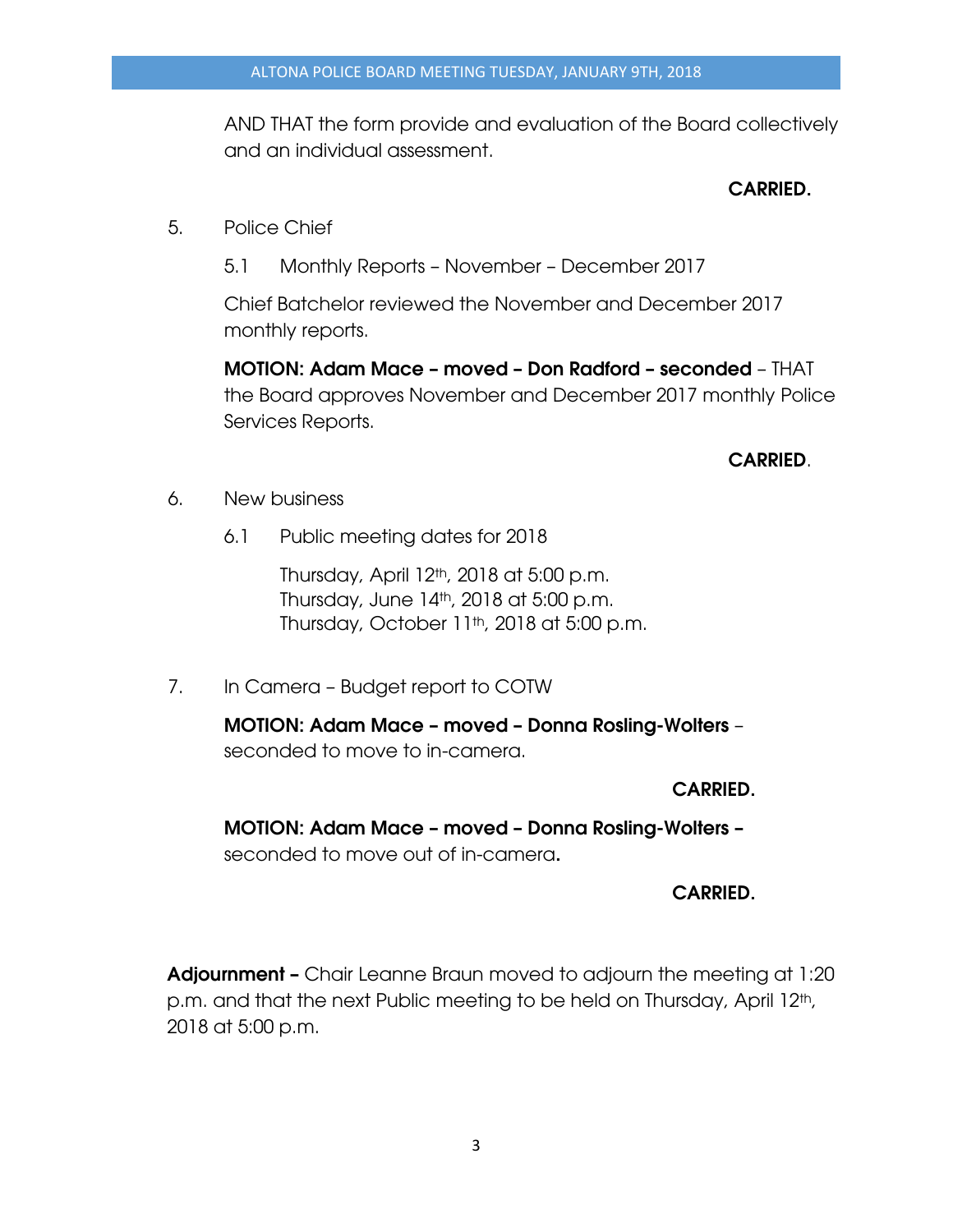AND THAT the form provide and evaluation of the Board collectively and an individual assessment.

**CARRIED.**

5. Police Chief

   5.1 Monthly Reports – November – December 2017

   Chief Batchelor reviewed the November and December 2017 monthly reports.

   **MOTION: Adam Mace – moved – Don Radford – seconded** – THAT the Board approves November and December 2017 monthly Police Services Reports.

   **CARRIED**.

6. New business

   6.1 Public meeting dates for 2018

   Thursday, April 12th, 2018 at 5:00 p.m.
   Thursday, June 14th, 2018 at 5:00 p.m.
   Thursday, October 11th, 2018 at 5:00 p.m.

7. In Camera – Budget report to COTW

   **MOTION: Adam Mace – moved – Donna Rosling-Wolters** – seconded to move to in-camera.

   **CARRIED.**

   **MOTION: Adam Mace – moved – Donna Rosling-Wolters –** seconded to move out of in-camera**.**

   **CARRIED.**

**Adjournment –** Chair Leanne Braun moved to adjourn the meeting at 1:20 p.m. and that the next Public meeting to be held on Thursday, April 12th, 2018 at 5:00 p.m.